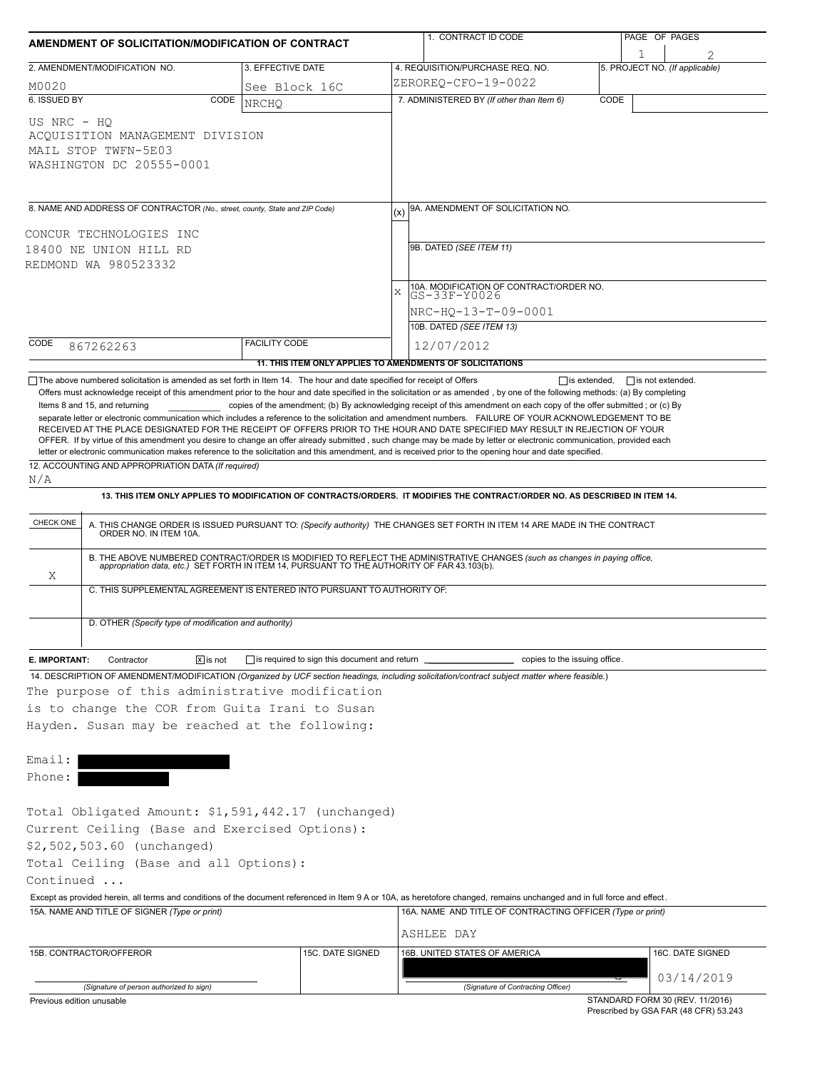# AMENDMENT OF SOLICITATION/MODIFICATION OF CONTRACT

| 1. CONTRACT ID CODE | PAGE OF PAGES |
|---|---|
| | 1 2 |

| 2. AMENDMENT/MODIFICATION NO. | 3. EFFECTIVE DATE | 4. REQUISITION/PURCHASE REQ. NO. | 5. PROJECT NO. (If applicable) |
|---|---|---|---|
| M0020 | See Block 16C | ZEROREQ-CFO-19-0022 | |

**6. ISSUED BY** CODE NRCHQ

US NRC - HQ
ACQUISITION MANAGEMENT DIVISION
MAIL STOP TWFN-5E03
WASHINGTON DC 20555-0001

**7. ADMINISTERED BY** (If other than Item 6) CODE

**8. NAME AND ADDRESS OF CONTRACTOR** (No., street, county, State and ZIP Code)

CONCUR TECHNOLOGIES INC
18400 NE UNION HILL RD
REDMOND WA 980523332

CODE 867262263 FACILITY CODE

(x) 9A. AMENDMENT OF SOLICITATION NO.

9B. DATED (SEE ITEM 11)

X 10A. MODIFICATION OF CONTRACT/ORDER NO.
GS-33F-Y0026
NRC-HQ-13-T-09-0001

10B. DATED (SEE ITEM 13)
12/07/2012

**11. THIS ITEM ONLY APPLIES TO AMENDMENTS OF SOLICITATIONS**

☐ The above numbered solicitation is amended as set forth in Item 14. The hour and date specified for receipt of Offers ☐ is extended, ☐ is not extended.
Offers must acknowledge receipt of this amendment prior to the hour and date specified in the solicitation or as amended , by one of the following methods: (a) By completing Items 8 and 15, and returning __________ copies of the amendment; (b) By acknowledging receipt of this amendment on each copy of the offer submitted ; or (c) By separate letter or electronic communication which includes a reference to the solicitation and amendment numbers. FAILURE OF YOUR ACKNOWLEDGEMENT TO BE RECEIVED AT THE PLACE DESIGNATED FOR THE RECEIPT OF OFFERS PRIOR TO THE HOUR AND DATE SPECIFIED MAY RESULT IN REJECTION OF YOUR OFFER. If by virtue of this amendment you desire to change an offer already submitted , such change may be made by letter or electronic communication, provided each letter or electronic communication makes reference to the solicitation and this amendment, and is received prior to the opening hour and date specified.

**12. ACCOUNTING AND APPROPRIATION DATA** (If required)
N/A

**13. THIS ITEM ONLY APPLIES TO MODIFICATION OF CONTRACTS/ORDERS. IT MODIFIES THE CONTRACT/ORDER NO. AS DESCRIBED IN ITEM 14.**

| CHECK ONE | |
|---|---|
| | A. THIS CHANGE ORDER IS ISSUED PURSUANT TO: (Specify authority) THE CHANGES SET FORTH IN ITEM 14 ARE MADE IN THE CONTRACT ORDER NO. IN ITEM 10A. |
| X | B. THE ABOVE NUMBERED CONTRACT/ORDER IS MODIFIED TO REFLECT THE ADMINISTRATIVE CHANGES (such as changes in paying office, appropriation data, etc.) SET FORTH IN ITEM 14, PURSUANT TO THE AUTHORITY OF FAR 43.103(b). |
| | C. THIS SUPPLEMENTAL AGREEMENT IS ENTERED INTO PURSUANT TO AUTHORITY OF: |
| | D. OTHER (Specify type of modification and authority) |

**E. IMPORTANT:** Contractor ☒ is not ☐ is required to sign this document and return __________ copies to the issuing office.

**14. DESCRIPTION OF AMENDMENT/MODIFICATION** (Organized by UCF section headings, including solicitation/contract subject matter where feasible.)

The purpose of this administrative modification is to change the COR from Guita Irani to Susan Hayden. Susan may be reached at the following:

Email: [REDACTED]
Phone: [REDACTED]

Total Obligated Amount: $1,591,442.17 (unchanged)
Current Ceiling (Base and Exercised Options): $2,502,503.60 (unchanged)
Total Ceiling (Base and all Options):
Continued ...

Except as provided herein, all terms and conditions of the document referenced in Item 9 A or 10A, as heretofore changed, remains unchanged and in full force and effect.

| 15A. NAME AND TITLE OF SIGNER (Type or print) | | 16A. NAME AND TITLE OF CONTRACTING OFFICER (Type or print) | |
|---|---|---|---|
| | | ASHLEE DAY | |
| 15B. CONTRACTOR/OFFEROR | 15C. DATE SIGNED | 16B. UNITED STATES OF AMERICA | 16C. DATE SIGNED |
| (Signature of person authorized to sign) | | [REDACTED] (Signature of Contracting Officer) | 03/14/2019 |

Previous edition unusable

STANDARD FORM 30 (REV. 11/2016)
Prescribed by GSA FAR (48 CFR) 53.243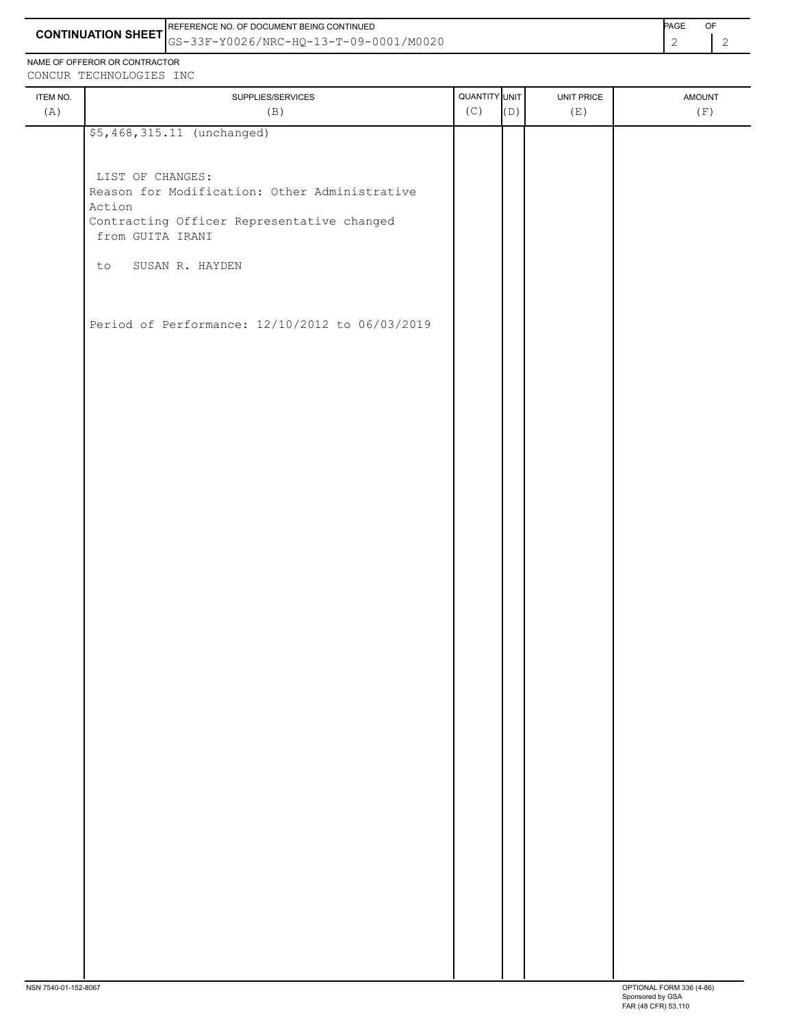**CONTINUATION SHEET**

REFERENCE NO. OF DOCUMENT BEING CONTINUED
GS-33F-Y0026/NRC-HQ-13-T-09-0001/M0020

NAME OF OFFEROR OR CONTRACTOR
CONCUR TECHNOLOGIES INC

| ITEM NO. (A) | SUPPLIES/SERVICES (B) | QUANTITY (C) | UNIT (D) | UNIT PRICE (E) | AMOUNT (F) |
| --- | --- | --- | --- | --- | --- |
| | $5,468,315.11 (unchanged)<br><br>LIST OF CHANGES:<br>Reason for Modification: Other Administrative Action<br>Contracting Officer Representative changed from GUITA IRANI<br>to SUSAN R. HAYDEN<br><br>Period of Performance: 12/10/2012 to 06/03/2019 | | | | |

NSN 7540-01-152-8067

OPTIONAL FORM 336 (4-86)
Sponsored by GSA
FAR (48 CFR) 53.110